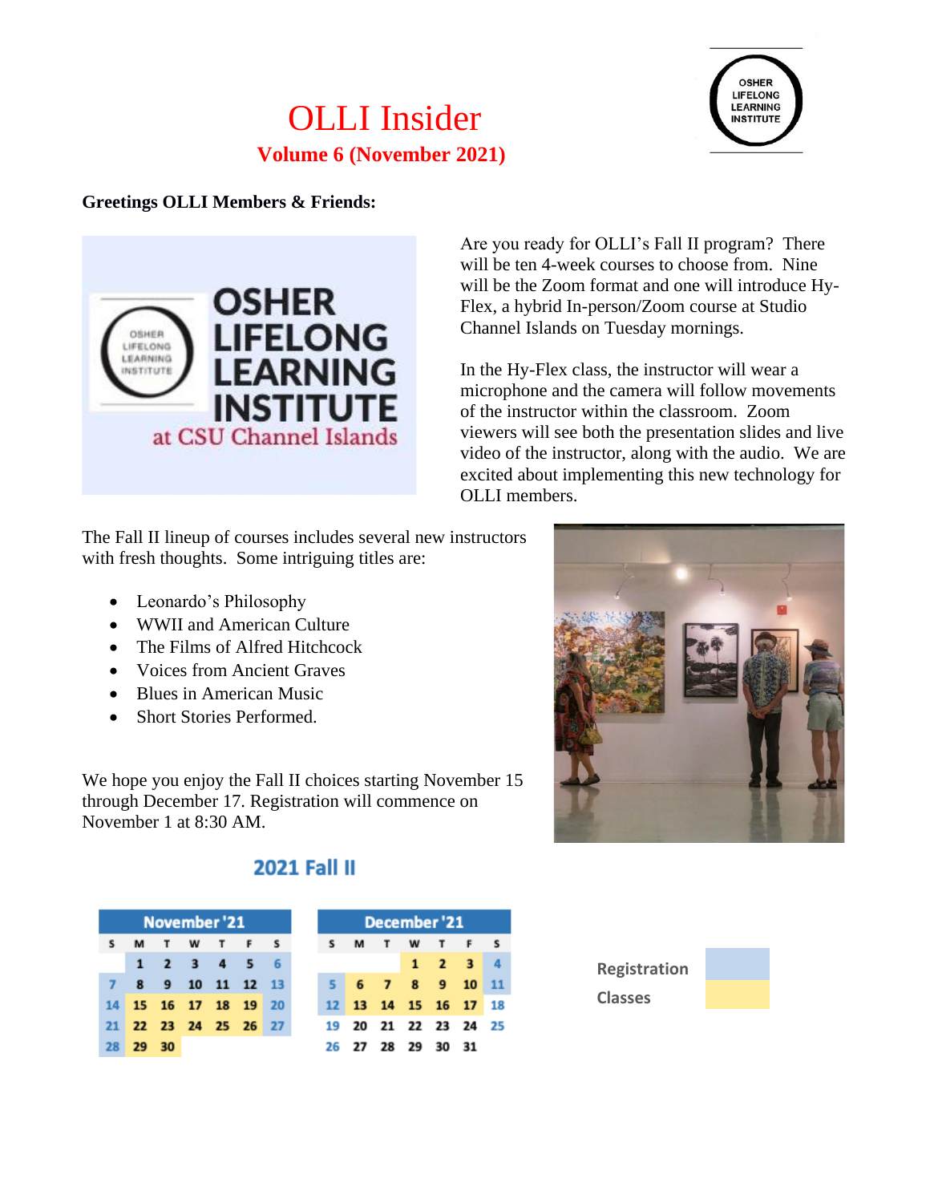# OLLI Insider

## Volume 6 (November 2021)

**Greetings OLLI Members & Friends:**

Are you ready for OLLI's Fall II program? There will be ten 4-week courses to choose from. Nine will be the Zoom format and one will introduce Hy-Flex, a hybrid In-person/Zoom course at Studio Channel Islands on Tuesday mornings.

In the Hy-Flex class, the instructor will wear a microphone and the camera will follow movements of the instructor within the classroom. Zoom viewers will see both the presentation slides and live video of the instructor, along with the audio. We are excited about implementing this new technology for OLLI members.

The Fall II lineup of courses includes several new instructors with fresh thoughts. Some intriguing titles are:

- Leonardo's Philosophy
- WWII and American Culture
- The Films of Alfred Hitchcock
- Voices from Ancient Graves
- Blues in American Music
- Short Stories Performed.

We hope you enjoy the Fall II choices starting November 15 through December 17. Registration will commence on November 1 at 8:30 AM.

### 2021 Fall II

**November '21**

| S | M | T | W | T | F | S |
|---|---|---|---|---|---|---|
| | 1 | 2 | 3 | 4 | 5 | 6 |
| 7 | 8 | 9 | 10 | 11 | 12 | 13 |
| 14 | 15 | 16 | 17 | 18 | 19 | 20 |
| 21 | 22 | 23 | 24 | 25 | 26 | 27 |
| 28 | 29 | 30 | | | | |

**December '21**

| S | M | T | W | T | F | S |
|---|---|---|---|---|---|---|
| | | | 1 | 2 | 3 | 4 |
| 5 | 6 | 7 | 8 | 9 | 10 | 11 |
| 12 | 13 | 14 | 15 | 16 | 17 | 18 |
| 19 | 20 | 21 | 22 | 23 | 24 | 25 |
| 26 | 27 | 28 | 29 | 30 | 31 | |

Registration (blue)

Classes (yellow)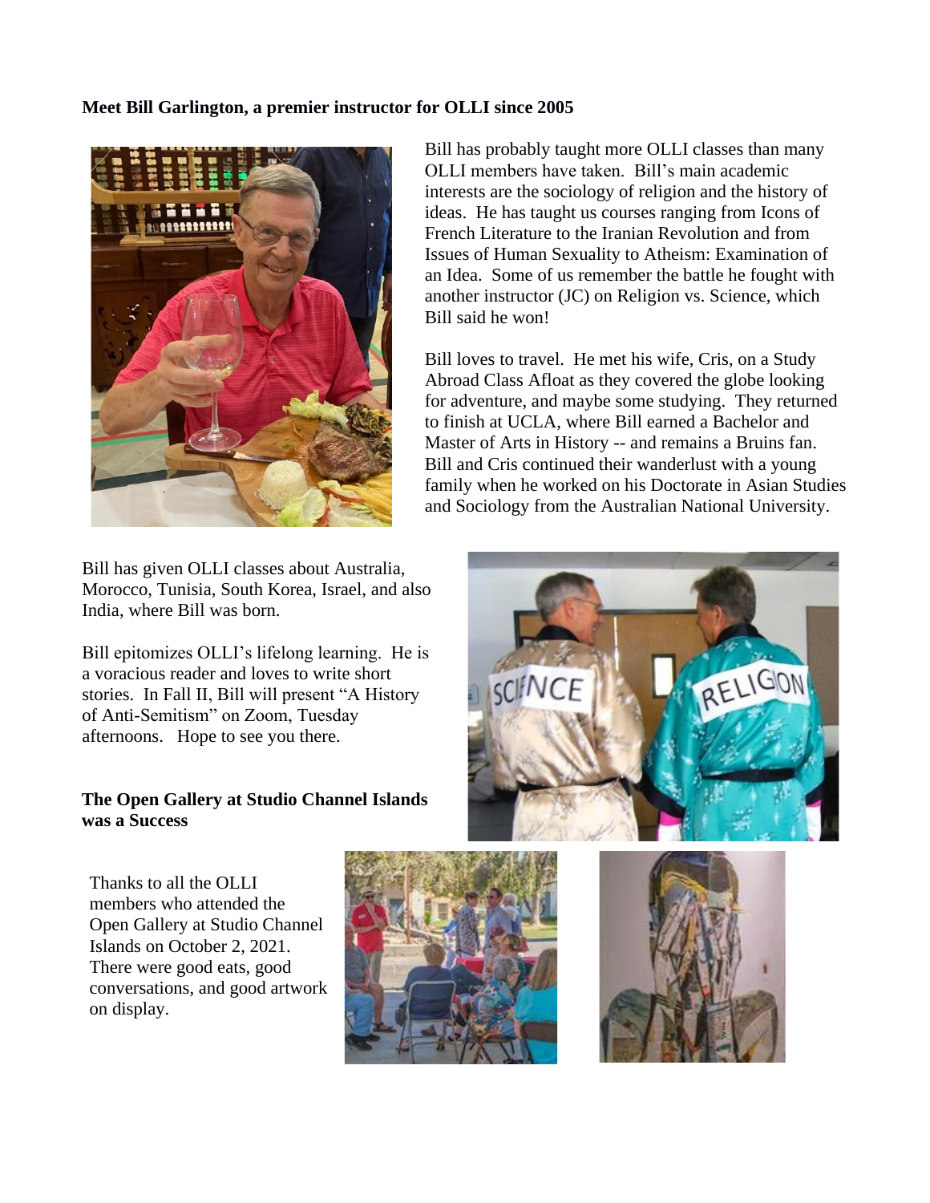**Meet Bill Garlington, a premier instructor for OLLI since 2005**

Bill has probably taught more OLLI classes than many OLLI members have taken. Bill's main academic interests are the sociology of religion and the history of ideas. He has taught us courses ranging from Icons of French Literature to the Iranian Revolution and from Issues of Human Sexuality to Atheism: Examination of an Idea. Some of us remember the battle he fought with another instructor (JC) on Religion vs. Science, which Bill said he won!

Bill loves to travel. He met his wife, Cris, on a Study Abroad Class Afloat as they covered the globe looking for adventure, and maybe some studying. They returned to finish at UCLA, where Bill earned a Bachelor and Master of Arts in History -- and remains a Bruins fan. Bill and Cris continued their wanderlust with a young family when he worked on his Doctorate in Asian Studies and Sociology from the Australian National University.

Bill has given OLLI classes about Australia, Morocco, Tunisia, South Korea, Israel, and also India, where Bill was born.

Bill epitomizes OLLI's lifelong learning. He is a voracious reader and loves to write short stories. In Fall II, Bill will present "A History of Anti-Semitism" on Zoom, Tuesday afternoons. Hope to see you there.

**The Open Gallery at Studio Channel Islands was a Success**

Thanks to all the OLLI members who attended the Open Gallery at Studio Channel Islands on October 2, 2021. There were good eats, good conversations, and good artwork on display.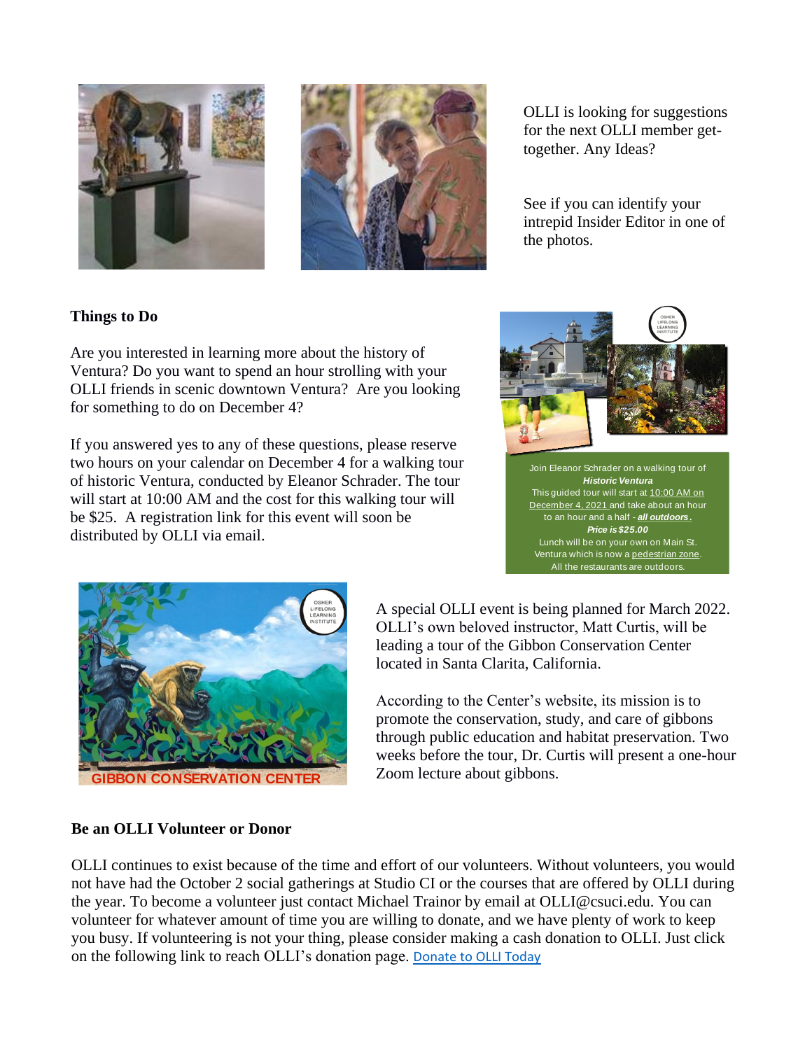OLLI is looking for suggestions for the next OLLI member get-together. Any Ideas?

See if you can identify your intrepid Insider Editor in one of the photos.

**Things to Do**

Are you interested in learning more about the history of Ventura? Do you want to spend an hour strolling with your OLLI friends in scenic downtown Ventura? Are you looking for something to do on December 4?

If you answered yes to any of these questions, please reserve two hours on your calendar on December 4 for a walking tour of historic Ventura, conducted by Eleanor Schrader. The tour will start at 10:00 AM and the cost for this walking tour will be $25. A registration link for this event will soon be distributed by OLLI via email.

Join Eleanor Schrader on a walking tour of
***Historic Ventura***
This guided tour will start at 10:00 AM on December 4, 2021 and take about an hour to an hour and a half - ***all outdoors.***
***Price is $25.00***
Lunch will be on your own on Main St. Ventura which is now a pedestrian zone. All the restaurants are outdoors.

GIBBON CONSERVATION CENTER

A special OLLI event is being planned for March 2022. OLLI's own beloved instructor, Matt Curtis, will be leading a tour of the Gibbon Conservation Center located in Santa Clarita, California.

According to the Center's website, its mission is to promote the conservation, study, and care of gibbons through public education and habitat preservation. Two weeks before the tour, Dr. Curtis will present a one-hour Zoom lecture about gibbons.

**Be an OLLI Volunteer or Donor**

OLLI continues to exist because of the time and effort of our volunteers. Without volunteers, you would not have had the October 2 social gatherings at Studio CI or the courses that are offered by OLLI during the year. To become a volunteer just contact Michael Trainor by email at OLLI@csuci.edu. You can volunteer for whatever amount of time you are willing to donate, and we have plenty of work to keep you busy. If volunteering is not your thing, please consider making a cash donation to OLLI. Just click on the following link to reach OLLI's donation page. Donate to OLLI Today